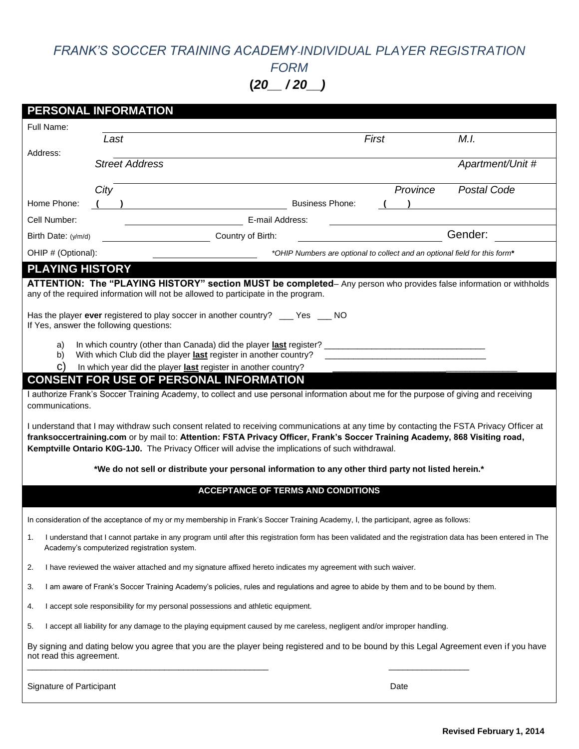# *FRANK'S SOCCER TRAINING ACADEMY-INDIVIDUAL PLAYER REGISTRATION FORM*

## (*20__ / 20__*)

## PERSONAL INFORMATION

Full Name: ______________________________________________
*Last* *First* *M.I.*

Address: ______________________________________________
*Street Address* *Apartment/Unit #*

______________________________________________
*City* *Province* *Postal Code*

Home Phone: ( ) ____________________ Business Phone: ( ) ____________________

Cell Number: ____________________ E-mail Address: ____________________

Birth Date: (y/m/d) ____________________ Country of Birth: ____________________ Gender: __________

OHIP # (Optional): ____________________ *\*OHIP Numbers are optional to collect and an optional field for this form\**

## PLAYING HISTORY

**ATTENTION: The "PLAYING HISTORY" section MUST be completed**– Any person who provides false information or withholds any of the required information will not be allowed to participate in the program.

Has the player **ever** registered to play soccer in another country? ___ Yes ___ NO
If Yes, answer the following questions:

a) In which country (other than Canada) did the player **last** register? _________________________________
b) With which Club did the player **last** register in another country? _________________________________
c) In which year did the player **last** register in another country? _________________________________

## CONSENT FOR USE OF PERSONAL INFORMATION

I authorize Frank's Soccer Training Academy, to collect and use personal information about me for the purpose of giving and receiving communications.

I understand that I may withdraw such consent related to receiving communications at any time by contacting the FSTA Privacy Officer at **franksoccertraining.com** or by mail to: **Attention: FSTA Privacy Officer, Frank's Soccer Training Academy, 868 Visiting road, Kemptville Ontario K0G-1J0.** The Privacy Officer will advise the implications of such withdrawal.

**\*We do not sell or distribute your personal information to any other third party not listed herein.\***

## ACCEPTANCE OF TERMS AND CONDITIONS

In consideration of the acceptance of my or my membership in Frank's Soccer Training Academy, I, the participant, agree as follows:

1. I understand that I cannot partake in any program until after this registration form has been validated and the registration data has been entered in The Academy's computerized registration system.
2. I have reviewed the waiver attached and my signature affixed hereto indicates my agreement with such waiver.
3. I am aware of Frank's Soccer Training Academy's policies, rules and regulations and agree to abide by them and to be bound by them.
4. I accept sole responsibility for my personal possessions and athletic equipment.
5. I accept all liability for any damage to the playing equipment caused by me careless, negligent and/or improper handling.

By signing and dating below you agree that you are the player being registered and to be bound by this Legal Agreement even if you have not read this agreement.

_____________________________________________ ________________

Signature of Participant Date

**Revised February 1, 2014**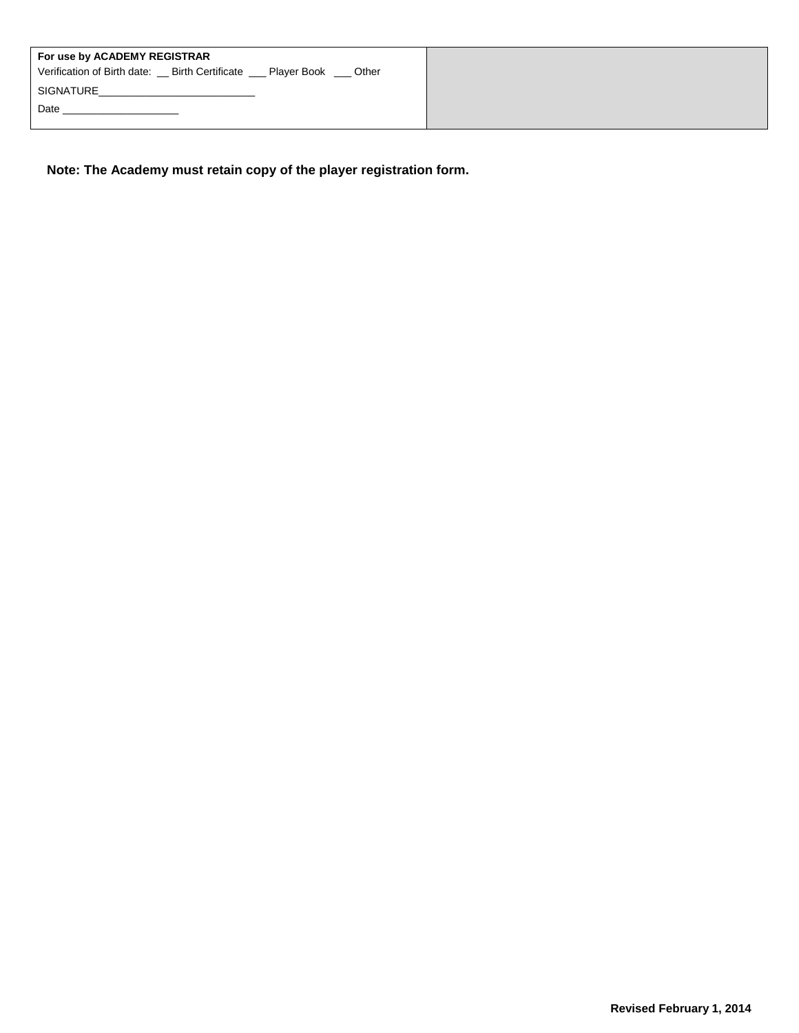| **For use by ACADEMY REGISTRAR**<br>Verification of Birth date: __ Birth Certificate ___ Player Book ___ Other<br>SIGNATURE___________________________<br>Date ____________________ | |
|---|---|

**Note: The Academy must retain copy of the player registration form.**

**Revised February 1, 2014**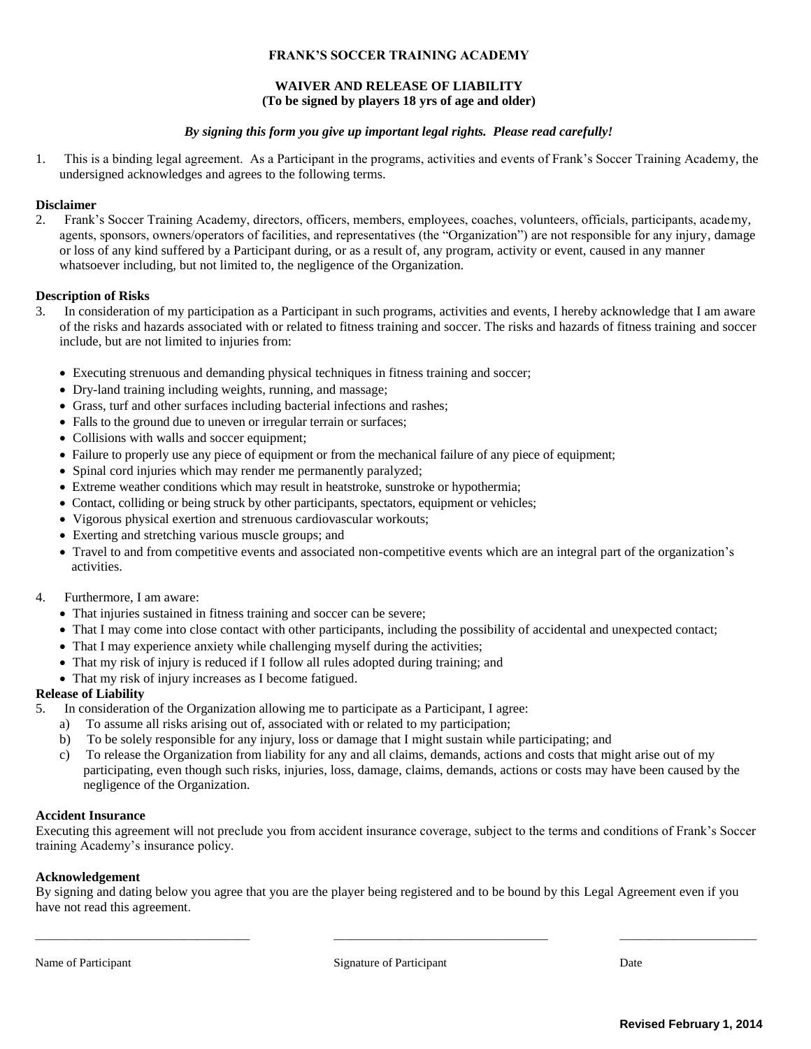# FRANK'S SOCCER TRAINING ACADEMY

## WAIVER AND RELEASE OF LIABILITY
**(To be signed by players 18 yrs of age and older)**

***By signing this form you give up important legal rights. Please read carefully!***

1. This is a binding legal agreement. As a Participant in the programs, activities and events of Frank's Soccer Training Academy, the undersigned acknowledges and agrees to the following terms.

**Disclaimer**

2. Frank's Soccer Training Academy, directors, officers, members, employees, coaches, volunteers, officials, participants, academy, agents, sponsors, owners/operators of facilities, and representatives (the "Organization") are not responsible for any injury, damage or loss of any kind suffered by a Participant during, or as a result of, any program, activity or event, caused in any manner whatsoever including, but not limited to, the negligence of the Organization.

**Description of Risks**

3. In consideration of my participation as a Participant in such programs, activities and events, I hereby acknowledge that I am aware of the risks and hazards associated with or related to fitness training and soccer. The risks and hazards of fitness training and soccer include, but are not limited to injuries from:

- Executing strenuous and demanding physical techniques in fitness training and soccer;
- Dry-land training including weights, running, and massage;
- Grass, turf and other surfaces including bacterial infections and rashes;
- Falls to the ground due to uneven or irregular terrain or surfaces;
- Collisions with walls and soccer equipment;
- Failure to properly use any piece of equipment or from the mechanical failure of any piece of equipment;
- Spinal cord injuries which may render me permanently paralyzed;
- Extreme weather conditions which may result in heatstroke, sunstroke or hypothermia;
- Contact, colliding or being struck by other participants, spectators, equipment or vehicles;
- Vigorous physical exertion and strenuous cardiovascular workouts;
- Exerting and stretching various muscle groups; and
- Travel to and from competitive events and associated non-competitive events which are an integral part of the organization's activities.

4. Furthermore, I am aware:
   - That injuries sustained in fitness training and soccer can be severe;
   - That I may come into close contact with other participants, including the possibility of accidental and unexpected contact;
   - That I may experience anxiety while challenging myself during the activities;
   - That my risk of injury is reduced if I follow all rules adopted during training; and
   - That my risk of injury increases as I become fatigued.

**Release of Liability**

5. In consideration of the Organization allowing me to participate as a Participant, I agree:
   a) To assume all risks arising out of, associated with or related to my participation;
   b) To be solely responsible for any injury, loss or damage that I might sustain while participating; and
   c) To release the Organization from liability for any and all claims, demands, actions and costs that might arise out of my participating, even though such risks, injuries, loss, damage, claims, demands, actions or costs may have been caused by the negligence of the Organization.

**Accident Insurance**

Executing this agreement will not preclude you from accident insurance coverage, subject to the terms and conditions of Frank's Soccer training Academy's insurance policy.

**Acknowledgement**

By signing and dating below you agree that you are the player being registered and to be bound by this Legal Agreement even if you have not read this agreement.

\_\_\_\_\_\_\_\_\_\_\_\_\_\_\_\_\_\_\_\_\_\_\_\_\_\_\_\_\_\_ \_\_\_\_\_\_\_\_\_\_\_\_\_\_\_\_\_\_\_\_\_\_\_\_\_\_\_\_\_\_ \_\_\_\_\_\_\_\_\_\_\_\_\_\_\_\_\_\_\_\_

Name of Participant | Signature of Participant | Date

**Revised February 1, 2014**